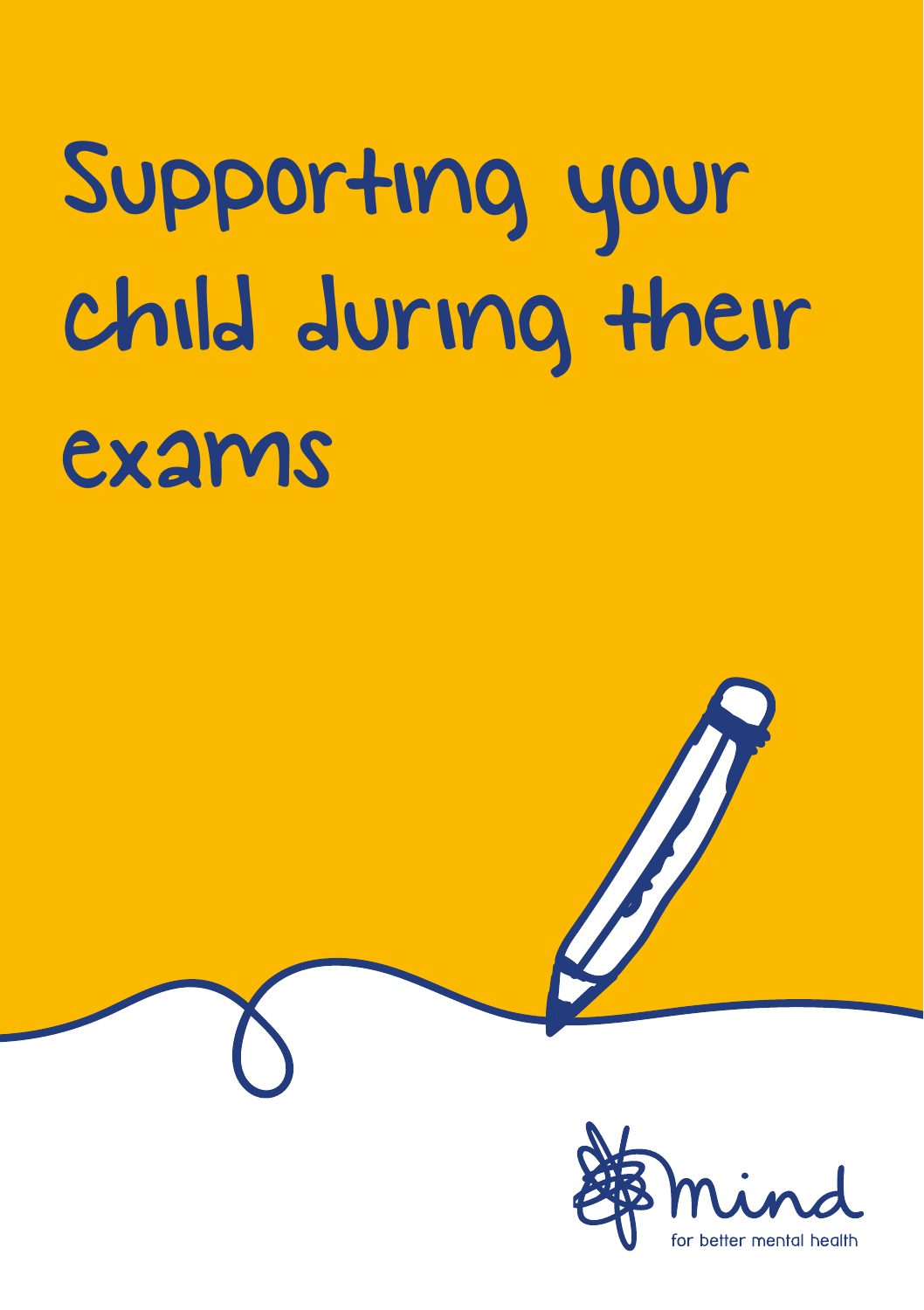# Supporting your child during their exams

mind

for better mental health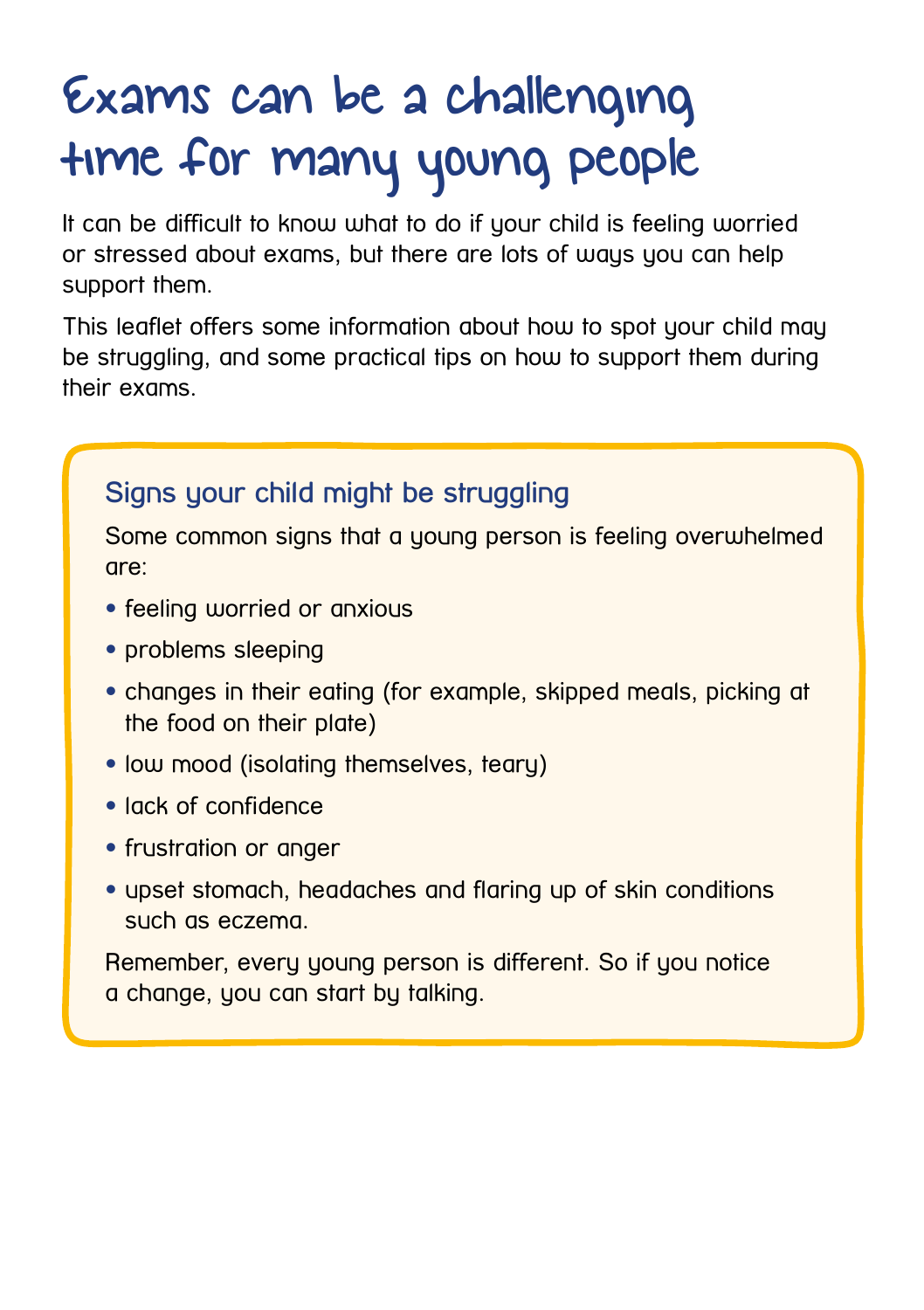# Exams can be a challenging time for many young people

It can be difficult to know what to do if your child is feeling worried or stressed about exams, but there are lots of ways you can help support them.

This leaflet offers some information about how to spot your child may be struggling, and some practical tips on how to support them during their exams.

## Signs your child might be struggling

Some common signs that a young person is feeling overwhelmed are:

- feeling worried or anxious
- problems sleeping
- changes in their eating (for example, skipped meals, picking at the food on their plate)
- low mood (isolating themselves, teary)
- lack of confidence
- frustration or anger
- upset stomach, headaches and flaring up of skin conditions such as eczema.

Remember, every young person is different. So if you notice a change, you can start by talking.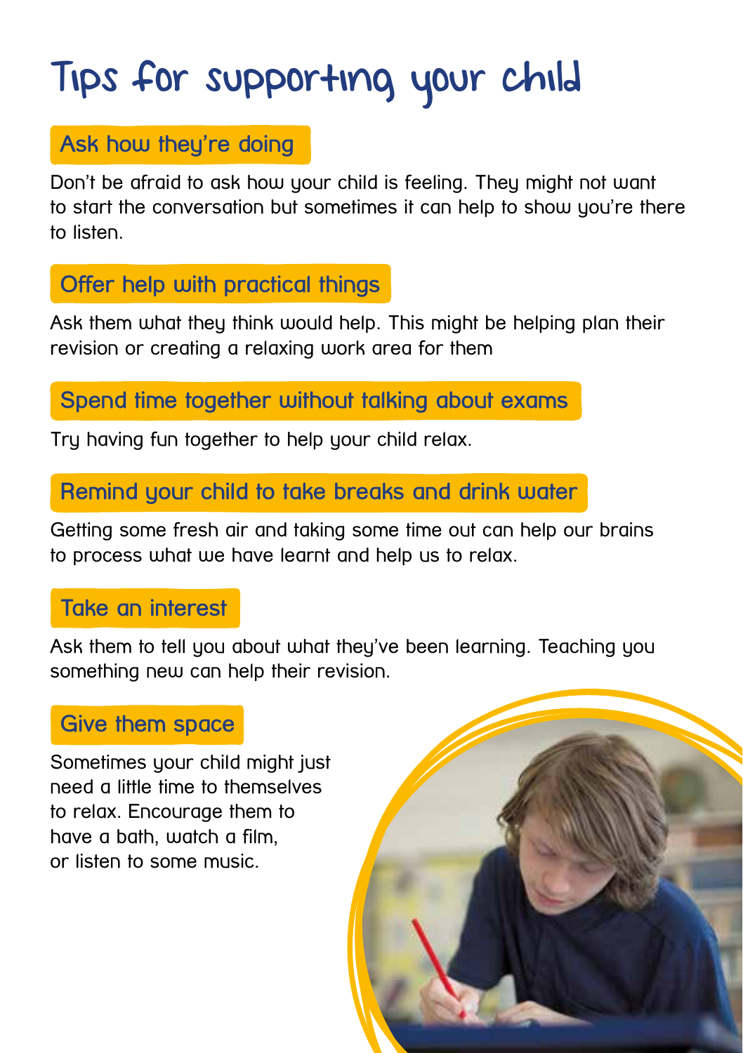# Tips for supporting your child

## Ask how they're doing

Don't be afraid to ask how your child is feeling. They might not want to start the conversation but sometimes it can help to show you're there to listen.

## Offer help with practical things

Ask them what they think would help. This might be helping plan their revision or creating a relaxing work area for them

## Spend time together without talking about exams

Try having fun together to help your child relax.

## Remind your child to take breaks and drink water

Getting some fresh air and taking some time out can help our brains to process what we have learnt and help us to relax.

## Take an interest

Ask them to tell you about what they've been learning. Teaching you something new can help their revision.

## Give them space

Sometimes your child might just need a little time to themselves to relax. Encourage them to have a bath, watch a film, or listen to some music.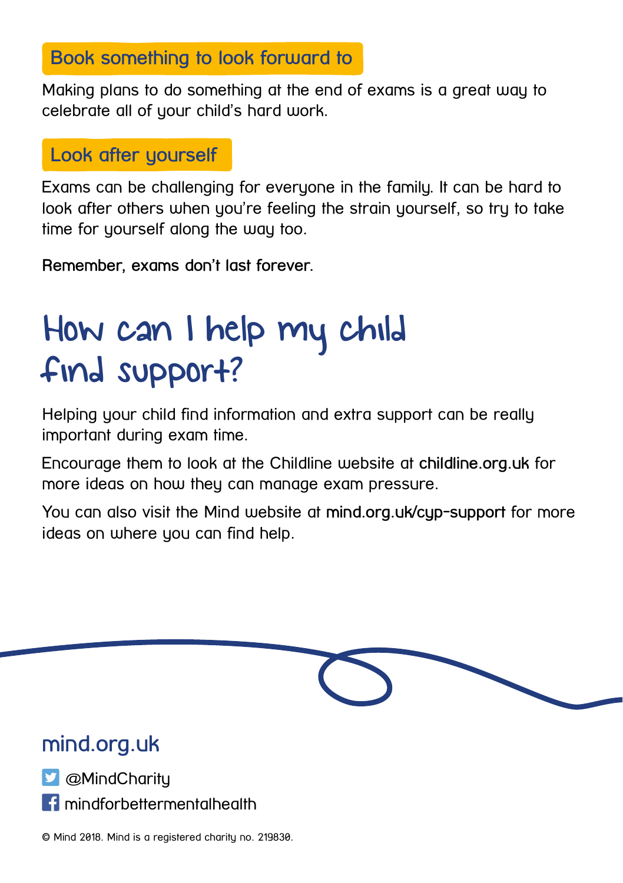### Book something to look forward to

Making plans to do something at the end of exams is a great way to celebrate all of your child's hard work.

### Look after yourself

Exams can be challenging for everyone in the family. It can be hard to look after others when you're feeling the strain yourself, so try to take time for yourself along the way too.

**Remember, exams don't last forever.**

# How can I help my child find support?

Helping your child find information and extra support can be really important during exam time.

Encourage them to look at the Childline website at **childline.org.uk** for more ideas on how they can manage exam pressure.

You can also visit the Mind website at **mind.org.uk/cyp-support** for more ideas on where you can find help.

## mind.org.uk

@MindCharity

mindforbettermentalhealth

© Mind 2018. Mind is a registered charity no. 219830.